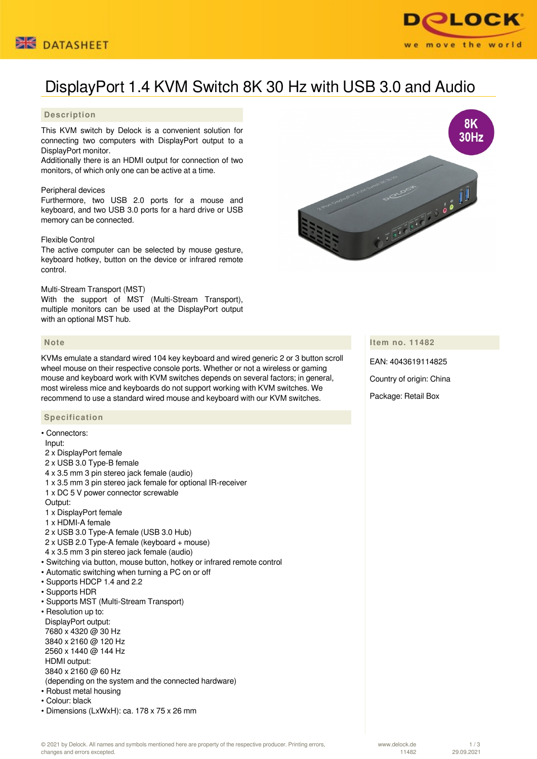# DisplayPort 1.4 KVM Switch 8K 30 Hz with USB 3.0 and Audio

## Description

This KVM switch by Delock is a convenient solution for connecting two computers with DisplayPort output to a DisplayPort monitor.
Additionally there is an HDMI output for connection of two monitors, of which only one can be active at a time.

Peripheral devices
Furthermore, two USB 2.0 ports for a mouse and keyboard, and two USB 3.0 ports for a hard drive or USB memory can be connected.

Flexible Control
The active computer can be selected by mouse gesture, keyboard hotkey, button on the device or infrared remote control.

Multi-Stream Transport (MST)
With the support of MST (Multi-Stream Transport), multiple monitors can be used at the DisplayPort output with an optional MST hub.

## Note

KVMs emulate a standard wired 104 key keyboard and wired generic 2 or 3 button scroll wheel mouse on their respective console ports. Whether or not a wireless or gaming mouse and keyboard work with KVM switches depends on several factors; in general, most wireless mice and keyboards do not support working with KVM switches. We recommend to use a standard wired mouse and keyboard with our KVM switches.

## Specification

- Connectors:
  Input:
  2 x DisplayPort female
  2 x USB 3.0 Type-B female
  4 x 3.5 mm 3 pin stereo jack female (audio)
  1 x 3.5 mm 3 pin stereo jack female for optional IR-receiver
  1 x DC 5 V power connector screwable
  Output:
  1 x DisplayPort female
  1 x HDMI-A female
  2 x USB 3.0 Type-A female (USB 3.0 Hub)
  2 x USB 2.0 Type-A female (keyboard + mouse)
  4 x 3.5 mm 3 pin stereo jack female (audio)
- Switching via button, mouse button, hotkey or infrared remote control
- Automatic switching when turning a PC on or off
- Supports HDCP 1.4 and 2.2
- Supports HDR
- Supports MST (Multi-Stream Transport)
- Resolution up to:
  DisplayPort output:
  7680 x 4320 @ 30 Hz
  3840 x 2160 @ 120 Hz
  2560 x 1440 @ 144 Hz
  HDMI output:
  3840 x 2160 @ 60 Hz
  (depending on the system and the connected hardware)
- Robust metal housing
- Colour: black
- Dimensions (LxWxH): ca. 178 x 75 x 26 mm

## Item no. 11482

EAN: 4043619114825

Country of origin: China

Package: Retail Box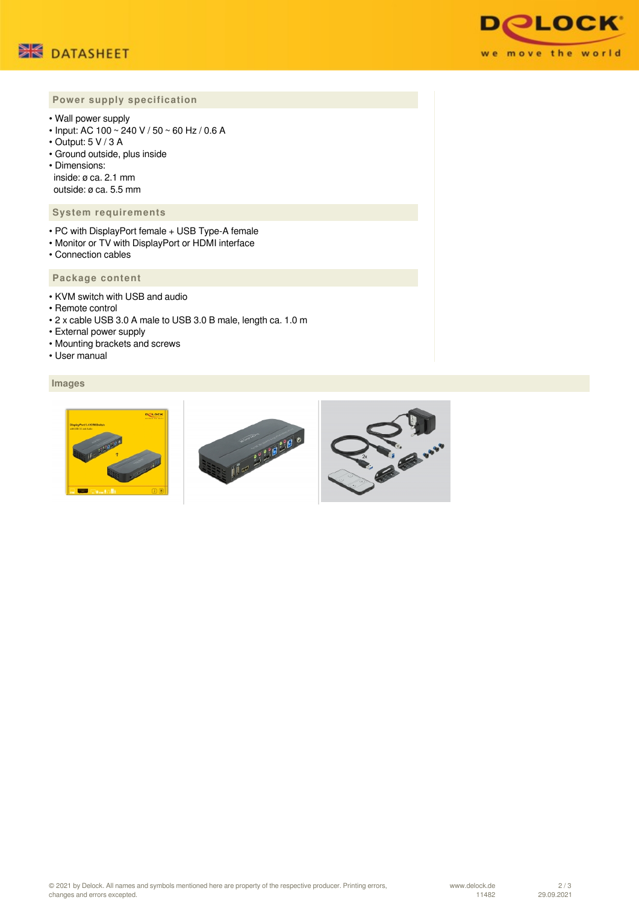## Power supply specification

- Wall power supply
- Input: AC 100 ~ 240 V / 50 ~ 60 Hz / 0.6 A
- Output: 5 V / 3 A
- Ground outside, plus inside
- Dimensions:
  inside: ø ca. 2.1 mm
  outside: ø ca. 5.5 mm

## System requirements

- PC with DisplayPort female + USB Type-A female
- Monitor or TV with DisplayPort or HDMI interface
- Connection cables

## Package content

- KVM switch with USB and audio
- Remote control
- 2 x cable USB 3.0 A male to USB 3.0 B male, length ca. 1.0 m
- External power supply
- Mounting brackets and screws
- User manual

## Images

© 2021 by Delock. All names and symbols mentioned here are property of the respective producer. Printing errors, changes and errors excepted.

www.delock.de
11482
29.09.2021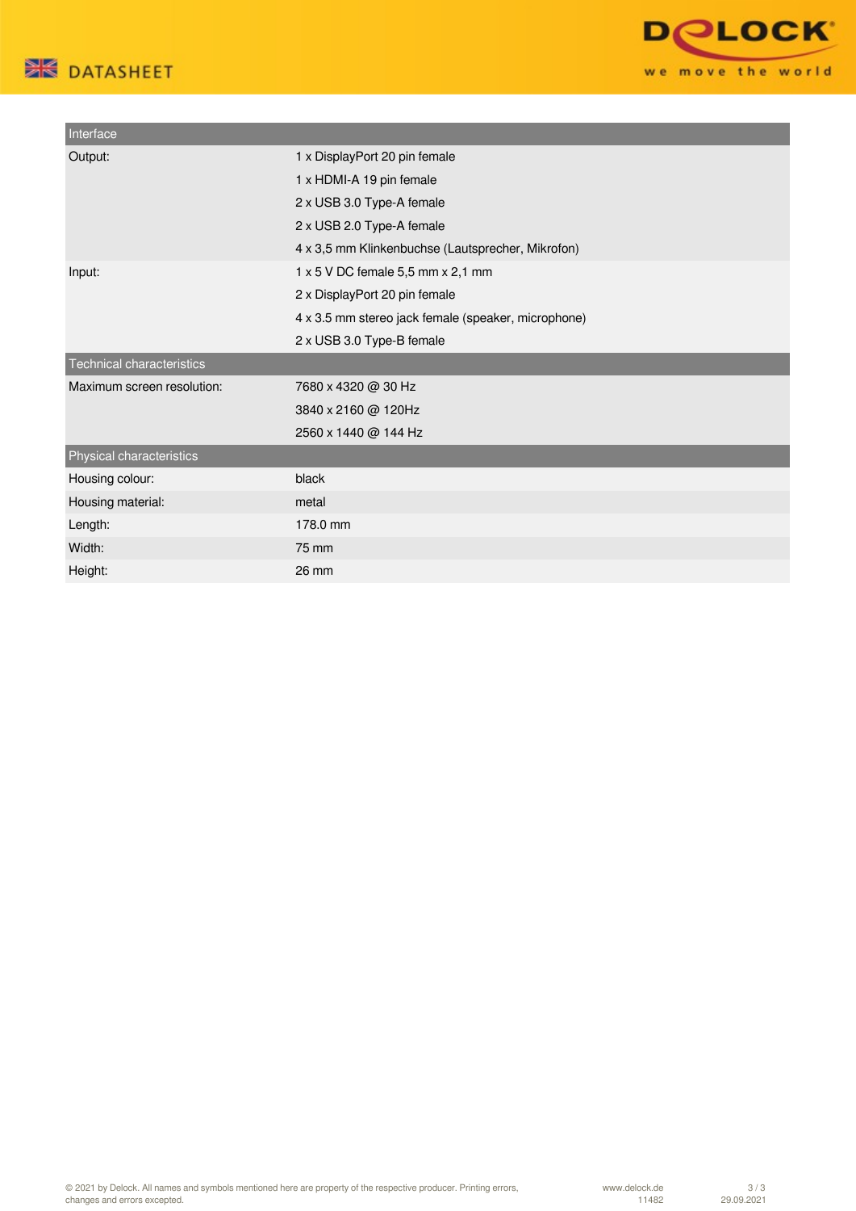| | |
|---|---|
| **Interface** | |
| Output: | 1 x DisplayPort 20 pin female<br>1 x HDMI-A 19 pin female<br>2 x USB 3.0 Type-A female<br>2 x USB 2.0 Type-A female<br>4 x 3,5 mm Klinkenbuchse (Lautsprecher, Mikrofon) |
| Input: | 1 x 5 V DC female 5,5 mm x 2,1 mm<br>2 x DisplayPort 20 pin female<br>4 x 3.5 mm stereo jack female (speaker, microphone)<br>2 x USB 3.0 Type-B female |
| **Technical characteristics** | |
| Maximum screen resolution: | 7680 x 4320 @ 30 Hz<br>3840 x 2160 @ 120Hz<br>2560 x 1440 @ 144 Hz |
| **Physical characteristics** | |
| Housing colour: | black |
| Housing material: | metal |
| Length: | 178.0 mm |
| Width: | 75 mm |
| Height: | 26 mm |

© 2021 by Delock. All names and symbols mentioned here are property of the respective producer. Printing errors, changes and errors excepted.

www.delock.de
11482
29.09.2021